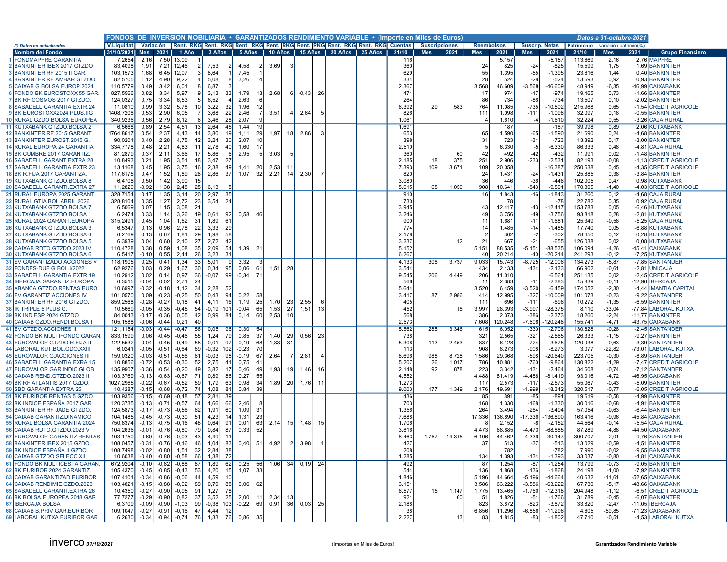# FONDOS DE INVERSION MOBILIARIA • GARANTIZADOS RENDIMIENTO VARIABLE • (Importe en Miles de Euros)

Datos a 31-octubre-2021

(*) Datos no actualizados

| | Nombre del Fondo | V.Liquidat 31/10/2021 | Variación Mes | Variación 2021 | Rent. 1 Año | RKG | Rent. 3 Años | RKG | Rent. 5 Años | RKG | Rent. 10 Años | RKG | Rent. 15 Años | RKG | Rent. 20 Años | RKG | Rent. 25 Años | RKG | Cuentas 21/10 | Suscripciones Mes | Suscripciones 2021 | Reembolsos Mes | Reembolsos 2021 | Suscrip. Netas Mes | Suscrip. Netas 2021 | Patrimonio 21/10 | variación patrimonio(%) Mes | variación patrimonio(%) 2021 | Grupo Financiero |
|---|---|---|---|---|---|---|---|---|---|---|---|---|---|---|---|---|---|---|---|---|---|---|---|---|---|---|---|---|---|
| 1 | FONDMAPFRE GARANTIA | 7,2654 | 2,16 | 7,50 | 13,09 | 1 | | | | | | | | | | | | | 116 | | | | 5.157 | | -5.157 | 113.669 | 2,16 | 2,76 | MAPFRE |
| 2 | BANKINTER IBEX 2017 GTZDO | 83,4098 | 1,91 | 7,21 | 12,46 | 2 | 7,53 | 2 | 4,58 | 2 | 3,69 | 3 | | | | | | | 360 | | | 24 | 825 | -24 | -825 | 15.599 | 1,75 | 1,69 | BANKINTER |
| 3 | BANKINTER RF 2015 II GAR. | 103,1573 | 1,68 | 6,45 | 12,07 | 3 | 8,64 | 1 | 7,45 | 1 | | | | | | | | | 629 | | | 55 | 1.395 | -55 | -1.395 | 23.616 | 1,44 | 0,40 | BANKINTER |
| 4 | BANKINTER RF AMBAR GTZDO. | 82,5705 | 1,12 | 4,90 | 9,22 | 4 | 5,08 | 8 | 3,26 | 4 | | | | | | | | | 334 | | | 28 | 524 | -28 | -524 | 13.693 | 0,92 | 0,93 | BANKINTER |
| 5 | CAIXAB G.BOLSA EUROP.2024 | 110,5779 | 0,49 | 3,42 | 6,01 | 8 | 6,87 | 3 | | | | | | | | | | | 2.367 | | | 3.568 | 46.609 | -3.568 | -46.609 | 48.949 | -6,35 | -46,99 | CAIXABANK |
| 6 | FONDO BK EUROSTOXX 55 GAR. | 827,5566 | 0,82 | 3,34 | 5,97 | 9 | 3,13 | 33 | 1,79 | 13 | 2,68 | 6 | -0,43 | 26 | | | | | 471 | | | 17 | 974 | -17 | -974 | 19.465 | 0,73 | -1,66 | BANKINTER |
| 7 | BK RF COSMOS 2017 GTZDO. | 124,0327 | 0,75 | 3,34 | 6,53 | 5 | 6,52 | 4 | 2,63 | 6 | | | | | | | | | 264 | | | 86 | 734 | -86 | -734 | 13.507 | 0,10 | -2,02 | BANKINTER |
| 8 | SABADELL GARANTIA EXTR.24 | 11,0810 | 0,99 | 3,32 | 5,78 | 10 | 3,22 | 32 | 1,96 | 12 | | | | | | | | | 6.392 | 29 | 583 | 764 | 11.085 | -735 | -10.502 | 215.968 | 0,65 | -1,54 | CREDIT AGRICOLE |
| 9 | BK EUROSTOXX2024 PLUS.IIG | 1408,7208 | 0,53 | 2,90 | 6,05 | 7 | 3,68 | 22 | 2,46 | 7 | 3,51 | 4 | 2,64 | 5 | | | | | 826 | | | 111 | 1.098 | -111 | -1.098 | 32.097 | 0,18 | -0,55 | BANKINTER |
| 10 | RURAL GZDO.BOLSA EUROPEA | 340,9236 | 0,56 | 2,79 | 6,12 | 6 | 3,46 | 28 | 2,07 | 9 | | | | | | | | | 1.061 | | | 4 | 1.610 | -4 | -1.610 | 32.224 | 0,55 | -3,26 | CAJA RURAL |
| 11 | KUTXABANK GTZDO.BOLSA 2 | 6,5668 | 0,89 | 2,54 | 4,51 | 13 | 2,64 | 45 | 1,44 | 19 | | | | | | | | | 1.691 | | | | 187 | | -187 | 39.998 | 0,89 | 2,06 | KUTXABANK |
| 12 | BANKINTER RF 2015 GARANT. | 1764,8617 | 0,54 | 2,37 | 4,43 | 14 | 3,80 | 19 | 1,11 | 29 | 1,97 | 18 | 2,86 | 3 | | | | | 653 | | | 65 | 1.590 | -65 | -1.590 | 21.690 | 0,24 | -4,68 | BANKINTER |
| 13 | BANKINTER EUROST.2015 G. | 90,0201 | 0,40 | 2,28 | 4,75 | 12 | 3,24 | 30 | 2,07 | 10 | | | | | | | | | 398 | | | 31 | 723 | -31 | -723 | 13.392 | 0,17 | -3,00 | BANKINTER |
| 14 | RURAL EUROPA 24 GARANTIA | 334,7778 | 0,48 | 2,21 | 4,83 | 11 | 2,78 | 40 | 1,60 | 17 | | | | | | | | | 2.510 | | | 5 | 6.330 | -5 | -6.330 | 86.333 | 0,48 | -4,81 | CAJA RURAL |
| 15 | BK CUMBRE 2017 GARANTIZ. | 81,2879 | 0,37 | 2,11 | 3,66 | 17 | 5,86 | 6 | 2,95 | 5 | 3,03 | 5 | | | | | | | 360 | | 60 | 42 | 492 | -42 | -432 | 11.991 | 0,02 | -1,48 | BANKINTER |
| 16 | SABADELL GARANT.EXTRA 28 | 10,8493 | 0,21 | 1,95 | 3,51 | 18 | 3,47 | 27 | | | | | | | | | | | 2.185 | 18 | 375 | 251 | 2.906 | -233 | -2.531 | 82.193 | -0,08 | -1,13 | CREDIT AGRICOLE |
| 17 | SABADELL GARANTIA EXTR.23 | 13,1168 | 0,45 | 1,95 | 3,75 | 16 | 2,38 | 49 | 1,41 | 20 | 2,53 | 11 | | | | | | | 7.393 | 109 | 3.671 | 109 | 20.058 | | -16.387 | 250.638 | 0,45 | -4,35 | CREDIT AGRICOLE |
| 18 | BK R.FIJA 2017 GARANTIZA. | 117,6175 | 0,47 | 1,52 | 1,89 | 28 | 2,86 | 37 | 1,07 | 32 | 2,21 | 14 | 2,30 | 7 | | | | | 820 | | | 24 | 1.431 | -24 | -1.431 | 25.885 | 0,38 | -3,84 | BANKINTER |
| 19 | KUTXABANK GTZDO.BOLSA 8 | 6,4708 | 0,50 | 1,42 | 3,90 | 15 | | | | | | | | | | | | | 3.080 | | | 36 | 446 | -36 | -446 | 102.005 | 0,47 | 0,98 | KUTXABANK |
| 20 | SABADELL GARANTI.EXTRA 27 | 11,2820 | -0,92 | 1,38 | 2,48 | 25 | 6,13 | 5 | | | | | | | | | | | 5.615 | 65 | 1.050 | 908 | 10.641 | -843 | -9.591 | 170.805 | -1,40 | -4,03 | CREDIT AGRICOLE |
| 21 | RURAL EUROPA 2025 GARANT. | 328,7154 | 0,17 | 1,35 | 3,14 | 20 | 2,97 | 35 | | | | | | | | | | | 910 | | | 16 | 1.843 | -16 | -1.843 | 31.260 | 0,12 | -4,68 | CAJA RURAL |
| 22 | RURAL GTIA.BOL.ABRIL 2026 | 328,8104 | 0,35 | 1,27 | 2,72 | 23 | 3,54 | 24 | | | | | | | | | | | 730 | | | | 78 | | -78 | 22.782 | 0,35 | 0,92 | CAJA RURAL |
| 23 | KUTXABANK GTZDO.BOLSA 7 | 6,5069 | 0,07 | 1,15 | 3,08 | 21 | | | | | | | | | | | | | 3.945 | | | 43 | 12.417 | -43 | -12.417 | 153.783 | 0,05 | -6,46 | KUTXABANK |
| 24 | KUTXABANK GTZDO.BOLSA | 6,2474 | 0,33 | 1,14 | 3,26 | 19 | 0,61 | 92 | 0,58 | 46 | | | | | | | | | 3.246 | | | 49 | 3.756 | -49 | -3.756 | 93.818 | 0,28 | -2,81 | KUTXABANK |
| 25 | RURAL 2024 GARANT.EUROPA | 315,2491 | 0,45 | 1,04 | 1,52 | 31 | 1,89 | 61 | | | | | | | | | | | 900 | | | 11 | 1.681 | -11 | -1.681 | 25.349 | -0,58 | -5,25 | CAJA RURAL |
| 26 | KUTXABANK GTZDO.BOLSA 3 | 6,5347 | 0,13 | 0,96 | 2,78 | 22 | 3,33 | 29 | | | | | | | | | | | 774 | | | 14 | 1.485 | -14 | -1.485 | 17.740 | 0,05 | -6,88 | KUTXABANK |
| 27 | KUTXABANK GTZDO.BOLSA 4 | 6,2769 | 0,13 | 0,67 | 1,81 | 29 | 1,98 | 58 | | | | | | | | | | | 2.178 | | | 2 | 302 | -2 | -302 | 78.650 | 0,12 | 0,28 | KUTXABANK |
| 28 | KUTXABANK GTZDO.BOLSA 5 | 6,3939 | 0,04 | 0,60 | 2,10 | 27 | 2,72 | 42 | | | | | | | | | | | 3.237 | | 12 | 21 | 667 | -21 | -655 | 126.038 | 0,02 | 0,08 | KUTXABANK |
| 29 | CAIXAB RDTO.GTZDO.2023 IV | 110,4728 | 0,38 | 0,59 | 1,08 | 35 | 2,09 | 54 | 1,39 | 21 | | | | | | | | | 5.152 | | | 5.151 | 88.535 | -5.151 | -88.535 | 106.094 | -4,26 | -45,41 | CAIXABANK |
| 30 | KUTXABANK GTZDO.BOLSA 6 | 6,5417 | -0,10 | 0,55 | 2,44 | 26 | 3,23 | 31 | | | | | | | | | | | 6.267 | | | 40 | 20.214 | -40 | -20.214 | 241.293 | -0,12 | -7,25 | KUTXABANK |
| 31 | EV GARANTIZADO ACCIONES V | 118,1905 | 0,25 | 0,41 | 1,34 | 33 | 5,01 | 9 | 3,32 | 3 | | | | | | | | | 4.133 | 308 | 3.737 | 9.033 | 15.743 | -8.725 | -12.006 | 134.273 | -5,87 | -7,85 | SANTANDER |
| 32 | FONDES-DUE G.BOL.I/2022 | 62,9276 | 0,03 | 0,29 | 1,67 | 30 | 0,34 | 95 | 0,06 | 61 | 1,51 | 28 | | | | | | | 3.544 | | | 434 | 2.133 | -434 | -2.133 | 66.902 | -0,61 | -2,81 | UNICAJA |
| 33 | SABADELL GARANTIA EXTR.19 | 10,2912 | 0,02 | 0,14 | 0,97 | 36 | -0,07 | 99 | -0,34 | 71 | | | | | | | | | 9.545 | 206 | 4.449 | 206 | 11.010 | | -6.561 | 251.135 | 0,02 | -2,45 | CREDIT AGRICOLE |
| 34 | IBERCAJA GARANTIZ.EUROPA | 6,3515 | -0,04 | 0,02 | 2,71 | 24 | | | | | | | | | | | | | 566 | | | 11 | 2.383 | -11 | -2.383 | 15.839 | -0,11 | -12,96 | IBERCAJA |
| 35 | ABANCA GTZDO.RENTAS EURO | 10,6997 | -0,32 | -0,18 | 1,12 | 34 | 2,28 | 52 | | | | | | | | | | | 5.644 | | | 3.520 | 6.459 | -3.520 | -6.459 | 174.052 | -2,30 | -4,44 | IMANTIA CAPITAL |
| 36 | EV GARANTIZ.ACCIONES IV | 101,0570 | 0,09 | -0,23 | -0,25 | 50 | 0,43 | 94 | 0,22 | 58 | | | | | | | | | 3.417 | 87 | 2.986 | 414 | 12.995 | -327 | -10.009 | 101.073 | -0,23 | -9,22 | SANTANDER |
| 37 | BANKINTER RF 2016 GTZDO. | 859,2568 | -0,28 | -0,27 | 0,18 | 41 | 4,11 | 16 | 1,19 | 25 | 1,70 | 23 | 2,55 | 6 | | | | | 405 | | | 111 | 696 | -111 | -696 | 10.272 | -1,35 | -6,59 | BANKINTER |
| 38 | IK TRIPLE 5 PLUS G. | 10,5669 | -0,05 | -0,35 | -0,45 | 54 | -0,19 | 101 | -0,04 | 65 | 1,53 | 27 | 1,51 | 13 | | | | | 452 | | 18 | 3.997 | 28.393 | -3.997 | -28.375 | 8.110 | -33,04 | -77,84 | LABORAL KUTXA |
| 39 | BK IND.ESP.2024 GTZDO. | 84,0043 | -0,17 | -0,36 | 0,05 | 42 | 0,99 | 84 | 0,14 | 60 | 2,53 | 10 | | | | | | | 568 | | | 386 | 2.373 | -386 | -2.373 | 18.260 | -2,24 | -11,77 | BANKINTER |
| 40 | CAIXAB GZDO.RENDI.BOLSA I | 105,1588 | -0,06 | -0,44 | 0,21 | 40 | | | | | | | | | | | | | 2.573 | | | 7.608 | 120.248 | -7.608 | -120.248 | 155.741 | -4,71 | -43,75 | CAIXABANK |
| 41 | EV GTZDO.ACCIONES II | 121,1154 | -0,03 | -0,44 | -0,47 | 56 | 0,05 | 96 | 0,30 | 54 | | | | | | | | | 5.562 | 285 | 3.346 | 615 | 6.052 | -330 | -2.706 | 130.628 | -0,28 | -2,45 | SANTANDER |
| 42 | FONDO BK MULTIFONDO GARAN. | 833,1599 | 0,06 | -0,45 | -0,46 | 55 | 1,24 | 79 | 0,85 | 37 | 1,40 | 29 | 0,56 | 23 | | | | | 738 | | | 321 | 2.565 | -321 | -2.565 | 26.333 | -1,15 | -9,27 | BANKINTER |
| 43 | EUROVALOR GTZDO.R.FIJA II | 122,5532 | -0,04 | -0,45 | -0,49 | 58 | 0,01 | 97 | -0,19 | 68 | 1,33 | 31 | | | | | | | 5.308 | 113 | 2.453 | 837 | 6.128 | -724 | -3.675 | 120.938 | -0,63 | -3,39 | SANTANDER |
| 44 | LABORAL KUT.BOL.GDO.XXIII | 6,0241 | -0,05 | -0,51 | -0,64 | 69 | -0,32 | 102 | -0,23 | 70 | | | | | | | | | 113 | | | 908 | 8.273 | -908 | -8.273 | 3.077 | -22,82 | -73,01 | LABORAL KUTXA |
| 45 | EUROVALOR G.ACCIONES III | 159,0320 | -0,03 | -0,51 | -0,56 | 61 | -0,03 | 98 | -0,19 | 67 | 2,64 | 7 | 2,81 | 4 | | | | | 8.696 | 988 | 8.728 | 1.586 | 29.368 | -598 | -20.640 | 223.705 | -0,30 | -8,89 | SANTANDER |
| 46 | SABADELL GARANTIA EXTRA 15 | 10,8856 | -0,72 | -0,53 | -0,30 | 52 | 2,75 | 41 | 0,75 | 41 | | | | | | | | | 5.207 | 26 | 1.017 | 786 | 10.881 | -760 | -9.864 | 130.822 | -1,29 | -7,47 | CREDIT AGRICOLE |
| 47 | EUROVALOR GAR.INDIC.GLOB. | 135,9907 | -0,36 | -0,54 | -0,20 | 49 | 3,82 | 17 | 0,46 | 49 | 1,93 | 19 | 1,46 | 16 | | | | | 2.148 | 92 | 878 | 223 | 3.342 | -131 | -2.464 | 34.608 | -0,74 | -7,12 | SANTANDER |
| 48 | CAIXAB REND.GTZDO.2023 II | 103,3769 | -0,13 | -0,63 | -0,67 | 71 | 0,89 | 86 | 0,27 | 55 | | | | | | | | | 4.552 | | | 4.488 | 81.419 | -4.488 | -81.419 | 93.016 | -4,72 | -46,95 | CAIXABANK |
| 49 | BK RF ATLANTIS 2017 GZDO. | 1027,2965 | -0,22 | -0,67 | -0,52 | 59 | 1,79 | 63 | 0,98 | 34 | 1,89 | 20 | 1,76 | 11 | | | | | 1.273 | | | 117 | 2.573 | -117 | -2.573 | 55.067 | -0,43 | -5,09 | BANKINTER |
| 50 | SBD GARANTIA EXTRA 25 | 10,4287 | -0,15 | -0,68 | -0,72 | 74 | 1,08 | 81 | 0,84 | 39 | | | | | | | | | 9.003 | 177 | 1.349 | 2.176 | 19.691 | -1.999 | -18.342 | 320.517 | -0,77 | -6,05 | CREDIT AGRICOLE |
| 51 | BK EURIBOR RENTAS 5 GZDO. | 103,9356 | -0,15 | -0,69 | -0,48 | 57 | 2,81 | 39 | | | | | | | | | | | 436 | | | 85 | 891 | -85 | -891 | 19.619 | -0,58 | -4,99 | BANKINTER |
| 52 | BK INDICE ESPAÑA 2017 GAR | 120,3735 | -0,13 | -0,71 | -0,57 | 64 | 1,66 | 66 | 2,46 | 8 | | | | | | | | | 703 | | | 168 | 1.330 | -168 | -1.330 | 30.016 | -0,68 | -4,91 | BANKINTER |
| 53 | BANKINTER RF JADE GTZDO. | 124,5873 | -0,17 | -0,73 | -0,56 | 62 | 1,91 | 60 | 1,09 | 31 | | | | | | | | | 1.356 | | | 264 | 3.494 | -264 | -3.494 | 57.054 | -0,63 | -6,44 | BANKINTER |
| 54 | CAIXAB GARANTIZ.DINAMICO | 104,1485 | -0,45 | -0,73 | -0,30 | 51 | 4,23 | 14 | 1,31 | 23 | | | | | | | | | 7.688 | | | 17.336 | 136.890 | -17.336 | -136.890 | 163.416 | -9,96 | -45,84 | CAIXABANK |
| 55 | RURAL BOLSA GARANTIA 2024 | 750,8374 | -0,13 | -0,75 | -0,16 | 48 | 0,64 | 91 | 0,01 | 63 | 2,14 | 15 | 1,48 | 15 | | | | | 1.706 | | | 8 | 2.152 | -8 | -2.152 | 44.564 | -0,14 | -5,54 | CAJA RURAL |
| 56 | CAIXAB RDTO.GTZDO.2023 V | 104,2636 | -0,01 | -0,76 | -0,80 | 79 | 0,84 | 87 | 0,33 | 52 | | | | | | | | | 3.816 | | | 4.473 | 68.885 | -4.473 | -68.885 | 87.289 | -4,88 | -44,50 | CAIXABANK |
| 57 | EUROVALOR GARANTIZ.RENTAS | 103,1750 | -0,60 | -0,76 | 0,03 | 43 | 4,49 | 11 | | | | | | | | | | | 8.463 | 1.767 | 14.315 | 6.106 | 44.462 | -4.339 | -30.147 | 300.707 | -2,01 | -9,76 | SANTANDER |
| 58 | BANKINTER IBEX 2015 GZDO. | 108,0457 | -0,31 | -0,76 | -0,16 | 46 | 1,04 | 83 | 0,40 | 51 | 4,92 | 2 | 3,98 | 1 | | | | | 427 | | | 37 | 513 | -37 | -513 | 13.029 | -0,59 | -4,51 | BANKINTER |
| 59 | BK INDICE ESPAÑA II GZDO. | 108,7498 | -0,02 | -0,80 | 1,51 | 32 | 2,84 | 38 | | | | | | | | | | | 208 | | | | 782 | | -782 | 7.990 | -0,02 | -9,55 | BANKINTER |
| 60 | CAIXAB GTZDO.SELECC.XII | 10,6038 | -0,40 | -0,80 | -0,58 | 66 | 1,38 | 72 | | | | | | | | | | | 1.285 | | | 134 | 1.393 | -134 | -1.393 | 33.037 | -0,80 | -4,81 | CAIXABANK |
| 61 | FONDO BK MULTICESTA GARAN. | 672,9204 | -0,10 | -0,82 | -0,88 | 87 | 1,89 | 62 | 0,25 | 56 | 1,06 | 34 | 0,19 | 24 | | | | | 492 | | | 87 | 1.254 | -87 | -1.254 | 13.799 | -0,73 | -9,05 | BANKINTER |
| 62 | BK EURIBOR 2024 GARANTIZ. | 105,4370 | -0,45 | -0,85 | -0,43 | 53 | 4,20 | 15 | 1,07 | 33 | | | | | | | | | 544 | | | 136 | 1.868 | -136 | -1.868 | 24.198 | -1,00 | -7,92 | BANKINTER |
| 63 | CAIXAB GARANTIZAD.EURIBOR | 107,4101 | -0,34 | -0,86 | -0,06 | 44 | 4,59 | 10 | | | | | | | | | | | 1.846 | | | 5.196 | 44.664 | -5.196 | -44.664 | 40.632 | -11,61 | -52,65 | CAIXABANK |
| 64 | CAIXAB RENDIMIE.GZDO.2023 | 103,4821 | -0,15 | -0,88 | -0,92 | 89 | 0,79 | 88 | 0,06 | 62 | | | | | | | | | 3.151 | | | 3.586 | 63.222 | -3.586 | -63.222 | 67.730 | -5,17 | -48,66 | CAIXABANK |
| 65 | SABADELL GARANTI.EXTRA 26 | 10,4350 | -0,27 | -0,90 | -0,95 | 91 | 1,27 | 78 | | | | | | | | | | | 6.577 | 15 | 1.147 | 1.775 | 13.465 | -1.760 | -12.318 | 204.948 | -1,12 | -6,51 | CREDIT AGRICOLE |
| 66 | BK BOLSA EUROPEA 2018 GAR | 77,7277 | -0,29 | -0,90 | 0,82 | 37 | 3,52 | 25 | 2,00 | 11 | 2,34 | 13 | | | | | | | 921 | | 60 | 51 | 1.826 | -51 | -1.766 | 31.789 | -0,45 | -6,07 | BANKINTER |
| 67 | IBERCAJA BOLSA | 6,3709 | -0,09 | -0,90 | -1,03 | 99 | -0,38 | 103 | -0,22 | 69 | 0,91 | 36 | 0,03 | 25 | | | | | 2.188 | | | 823 | 3.872 | -823 | -3.872 | 33.820 | -2,47 | -11,05 | IBERCAJA |
| 68 | CAIXAB B.PRIV.GAR.EURIBOR | 109,1047 | -0,27 | -0,91 | -0,16 | 47 | 4,44 | 12 | | | | | | | | | | | 38 | | | 6.856 | 11.296 | -6.856 | -11.296 | 4.605 | -59,85 | -71,23 | CAIXABANK |
| 69 | LABORAL KUTXA EURIBOR GAR. | 6,2630 | -0,34 | -0,94 | -0,74 | 76 | 1,33 | 76 | 0,86 | 35 | | | | | | | | | 2.227 | | 13 | 83 | 1.815 | -83 | -1.802 | 47.710 | -0,51 | -4,53 | LABORAL KUTXA |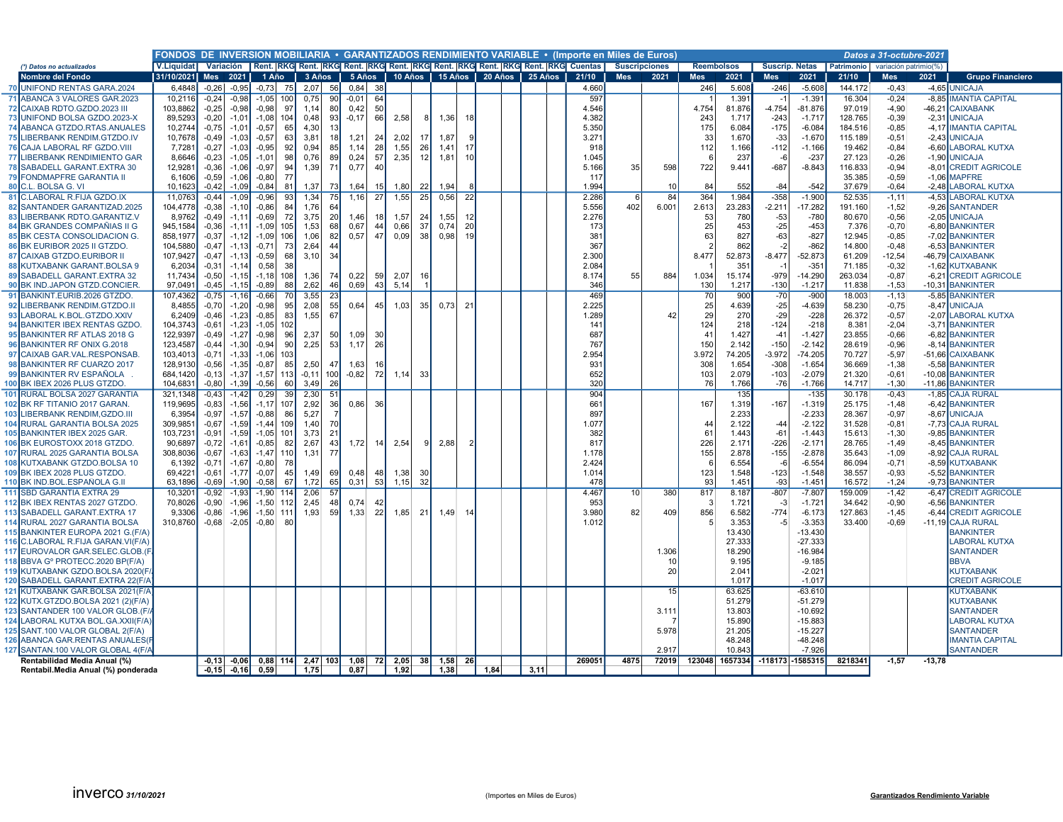## FONDOS DE INVERSION MOBILIARIA • GARANTIZADOS RENDIMIENTO VARIABLE • (Importe en Miles de Euros)

**Datos a 31-octubre-2021**

(*) Datos no actualizados

| | Nombre del Fondo | V.Liquidat 31/10/2021 | Variación Mes | Variación 2021 | Rent. 1 Año | RKG | Rent. 3 Años | RKG | Rent. 5 Años | RKG | Rent. 10 Años | RKG | Rent. 15 Años | RKG | Rent. 20 Años | RKG | Rent. 25 Años | RKG | Cuentas 21/10 | Suscripciones Mes | Suscripciones 2021 | Reembolsos Mes | Reembolsos 2021 | Suscrip. Netas Mes | Suscrip. Netas 2021 | Patrimonio 21/10 | variación patrimonio(%) Mes | variación patrimonio(%) 2021 | Grupo Financiero |
|---|---|---|---|---|---|---|---|---|---|---|---|---|---|---|---|---|---|---|---|---|---|---|---|---|---|---|---|---|---|
| 70 | UNIFOND RENTAS GARA.2024 | 6,4848 | -0,26 | -0,95 | -0,73 | 75 | 2,07 | 56 | 0,84 | 38 | | | | | | | | | 4.660 | | | 246 | 5.608 | -246 | -5.608 | 144.172 | -0,43 | -4,65 | UNICAJA |
| 71 | ABANCA 3 VALORES GAR.2023 | 10,2116 | -0,24 | -0,98 | -1,05 | 100 | 0,75 | 90 | -0,01 | 64 | | | | | | | | | 597 | | | 1 | 1.391 | -1 | -1.391 | 16.304 | -0,24 | -8,85 | IMANTIA CAPITAL |
| 72 | CAIXAB RDTO.GZDO.2023 III | 103,8862 | -0,25 | -0,98 | -0,98 | 97 | 1,14 | 80 | 0,42 | 50 | | | | | | | | | 4.546 | | | 4.754 | 81.876 | -4.754 | -81.876 | 97.019 | -4,90 | -46,21 | CAIXABANK |
| 73 | UNIFOND BOLSA GZDO.2023-X | 89,5293 | -0,20 | -1,01 | -1,08 | 104 | 0,48 | 93 | -0,17 | 66 | 2,58 | 8 | 1,36 | 18 | | | | | 4.382 | | | 243 | 1.717 | -243 | -1.717 | 128.765 | -0,39 | -2,31 | UNICAJA |
| 74 | ABANCA GTZDO.RTAS.ANUALES | 10,2744 | -0,75 | -1,01 | -0,57 | 65 | 4,30 | 13 | | | | | | | | | | | 5.350 | | | 175 | 6.084 | -175 | -6.084 | 184.516 | -0,85 | -4,17 | IMANTIA CAPITAL |
| 75 | LIBERBANK RENDIM.GTZDO.IV | 10,7678 | -0,49 | -1,03 | -0,57 | 63 | 3,81 | 18 | 1,21 | 24 | 2,02 | 17 | 1,87 | 9 | | | | | 3.271 | | | 33 | 1.670 | -33 | -1.670 | 115.189 | -0,51 | -2,43 | UNICAJA |
| 76 | CAJA LABORAL RF GZDO.VIII | 7,7281 | -0,27 | -1,03 | -0,95 | 92 | 0,94 | 85 | 1,14 | 28 | 1,55 | 26 | 1,41 | 17 | | | | | 918 | | | 112 | 1.166 | -112 | -1.166 | 19.462 | -0,84 | -6,60 | LABORAL KUTXA |
| 77 | LIBERBANK RENDIMIENTO GAR | 8,6646 | -0,23 | -1,05 | -1,01 | 98 | 0,76 | 89 | 0,24 | 57 | 2,35 | 12 | 1,81 | 10 | | | | | 1.045 | | | 6 | 237 | -6 | -237 | 27.123 | -0,26 | -1,90 | UNICAJA |
| 78 | SABADELL GARANT.EXTRA 30 | 12,9281 | -0,36 | -1,06 | -0,97 | 94 | 1,39 | 71 | 0,77 | 40 | | | | | | | | | 5.166 | 35 | 598 | 722 | 9.441 | -687 | -8.843 | 116.833 | -0,94 | -8,01 | CREDIT AGRICOLE |
| 79 | FONDMAPFRE GARANTIA II | 6,1606 | -0,59 | -1,06 | -0,80 | 77 | | | | | | | | | | | | | 117 | | | | | | | 35.385 | -0,59 | -1,06 | MAPFRE |
| 80 | C.L. BOLSA G. VI | 10,1623 | -0,42 | -1,09 | -0,84 | 81 | 1,37 | 73 | 1,64 | 15 | 1,80 | 22 | 1,94 | 8 | | | | | 1.994 | | 10 | 84 | 552 | -84 | -542 | 37.679 | -0,64 | -2,48 | LABORAL KUTXA |
| 81 | C.LABORAL R.FIJA GZDO.IX | 11,0763 | -0,44 | -1,09 | -0,96 | 93 | 1,34 | 75 | 1,16 | 27 | 1,55 | 25 | 0,56 | 22 | | | | | 2.286 | 6 | 84 | 364 | 1.984 | -358 | -1.900 | 52.535 | -1,11 | -4,53 | LABORAL KUTXA |
| 82 | SANTANDER GARANTIZAD.2025 | 104,4778 | -0,38 | -1,10 | -0,86 | 84 | 1,76 | 64 | | | | | | | | | | | 5.556 | 402 | 6.001 | 2.613 | 23.283 | -2.211 | -17.282 | 191.160 | -1,52 | -9,26 | SANTANDER |
| 83 | LIBERBANK RDTO.GARANTIZ.V | 8,9762 | -0,49 | -1,11 | -0,69 | 72 | 3,75 | 20 | 1,46 | 18 | 1,57 | 24 | 1,55 | 12 | | | | | 2.276 | | | 53 | 780 | -53 | -780 | 80.670 | -0,56 | -2,05 | UNICAJA |
| 84 | BK GRANDES COMPAÑIAS II G | 945,1584 | -0,36 | -1,11 | -1,09 | 105 | 1,53 | 68 | 0,67 | 44 | 0,66 | 37 | 0,74 | 20 | | | | | 173 | | | 25 | 453 | -25 | -453 | 7.376 | -0,70 | -6,80 | BANKINTER |
| 85 | BK CESTA CONSOLIDACION G. | 858,1977 | -0,37 | -1,12 | -1,09 | 106 | 1,06 | 82 | 0,57 | 47 | 0,09 | 38 | 0,98 | 19 | | | | | 381 | | | 63 | 827 | -63 | -827 | 12.945 | -0,85 | -7,02 | BANKINTER |
| 86 | BK EURIBOR 2025 II GTZDO. | 104,5880 | -0,47 | -1,13 | -0,71 | 73 | 2,64 | 44 | | | | | | | | | | | 367 | | | 2 | 862 | -2 | -862 | 14.800 | -0,48 | -6,53 | BANKINTER |
| 87 | CAIXAB GTZDO.EURIBOR II | 107,9427 | -0,47 | -1,13 | -0,59 | 68 | 3,10 | 34 | | | | | | | | | | | 2.300 | | | 8.477 | 52.873 | -8.477 | -52.873 | 61.209 | -12,54 | -46,79 | CAIXABANK |
| 88 | KUTXABANK GARANT.BOLSA 9 | 6,2034 | -0,31 | -1,14 | 0,58 | 38 | | | | | | | | | | | | | 2.084 | | | 1 | 351 | -1 | -351 | 71.185 | -0,32 | -1,62 | KUTXABANK |
| 89 | SABADELL GARANT.EXTRA 32 | 11,7434 | -0,50 | -1,15 | -1,18 | 108 | 1,36 | 74 | 0,22 | 59 | 2,07 | 16 | | | | | | | 8.174 | 55 | 884 | 1.034 | 15.174 | -979 | -14.290 | 263.034 | -0,87 | -6,21 | CREDIT AGRICOLE |
| 90 | BK IND.JAPON GTZD.CONCIER. | 97,0491 | -0,45 | -1,15 | -0,89 | 88 | 2,62 | 46 | 0,69 | 43 | 5,14 | 1 | | | | | | | 346 | | | 130 | 1.217 | -130 | -1.217 | 11.838 | -1,53 | -10,31 | BANKINTER |
| 91 | BANKINT.EURIB.2026 GTZDO. | 107,4362 | -0,75 | -1,16 | -0,66 | 70 | 3,55 | 23 | | | | | | | | | | | 469 | | | 70 | 900 | -70 | -900 | 18.003 | -1,13 | -5,85 | BANKINTER |
| 92 | LIBERBANK RENDIM.GTZDO.II | 8,4855 | -0,70 | -1,20 | -0,98 | 95 | 2,08 | 55 | 0,64 | 45 | 1,03 | 35 | 0,73 | 21 | | | | | 2.225 | | | 25 | 4.639 | -25 | -4.639 | 58.230 | -0,75 | -8,47 | UNICAJA |
| 93 | LABORAL K.BOL.GTZDO.XXIV | 6,2409 | -0,46 | -1,23 | -0,85 | 83 | 1,55 | 67 | | | | | | | | | | | 1.289 | | 42 | 29 | 270 | -29 | -228 | 26.372 | -0,57 | -2,07 | LABORAL KUTXA |
| 94 | BANKITER IBEX RENTAS GZDO. | 104,3743 | -0,61 | -1,23 | -1,05 | 102 | | | | | | | | | | | | | 141 | | | 124 | 218 | -124 | -218 | 8.381 | -2,04 | -3,71 | BANKINTER |
| 95 | BANKINTER RF ATLAS 2018 G | 122,9397 | -0,49 | -1,27 | -0,98 | 96 | 2,37 | 50 | 1,09 | 30 | | | | | | | | | 687 | | | 41 | 1.427 | -41 | -1.427 | 23.855 | -0,66 | -6,82 | BANKINTER |
| 96 | BANKINTER RF ONIX G.2018 | 123,4587 | -0,44 | -1,30 | -0,94 | 90 | 2,25 | 53 | 1,17 | 26 | | | | | | | | | 767 | | | 150 | 2.142 | -150 | -2.142 | 28.619 | -0,96 | -8,14 | BANKINTER |
| 97 | CAIXAB GAR.VAL.RESPONSAB. | 103,4013 | -0,71 | -1,33 | -1,06 | 103 | | | | | | | | | | | | | 2.954 | | | 3.972 | 74.205 | -3.972 | -74.205 | 70.727 | -5,97 | -51,66 | CAIXABANK |
| 98 | BANKINTER RF CUARZO 2017 | 128,9130 | -0,56 | -1,35 | -0,87 | 85 | 2,50 | 47 | 1,63 | 16 | | | | | | | | | 931 | | | 308 | 1.654 | -308 | -1.654 | 36.669 | -1,38 | -5,58 | BANKINTER |
| 99 | BANKINTER RV ESPAÑOLA . | 684,1420 | -0,13 | -1,37 | -1,57 | 113 | -0,11 | 100 | -0,82 | 72 | 1,14 | 33 | | | | | | | 652 | | | 103 | 2.079 | -103 | -2.079 | 21.320 | -0,61 | -10,08 | BANKINTER |
| 100 | BK IBEX 2026 PLUS GTZDO. | 104,6831 | -0,80 | -1,39 | -0,56 | 60 | 3,49 | 26 | | | | | | | | | | | 320 | | | 76 | 1.766 | -76 | -1.766 | 14.717 | -1,30 | -11,86 | BANKINTER |
| 101 | RURAL BOLSA 2027 GARANTIA | 321,1348 | -0,43 | -1,42 | 0,29 | 39 | 2,30 | 51 | | | | | | | | | | | 904 | | | | 135 | | -135 | 30.178 | -0,43 | -1,85 | CAJA RURAL |
| 102 | BK RF TITANIO 2017 GARAN. | 119,9695 | -0,83 | -1,56 | -1,17 | 107 | 2,92 | 36 | 0,86 | 36 | | | | | | | | | 661 | | | 167 | 1.319 | -167 | -1.319 | 25.175 | -1,48 | -6,42 | BANKINTER |
| 103 | LIBERBANK RENDIM,GZDO.III | 6,3954 | -0,97 | -1,57 | -0,88 | 86 | 5,27 | 7 | | | | | | | | | | | 897 | | | | 2.233 | | -2.233 | 28.367 | -0,97 | -8,67 | UNICAJA |
| 104 | RURAL GARANTIA BOLSA 2025 | 309,9851 | -0,67 | -1,59 | -1,44 | 109 | 1,40 | 70 | | | | | | | | | | | 1.077 | | | 44 | 2.122 | -44 | -2.122 | 31.528 | -0,81 | -7,73 | CAJA RURAL |
| 105 | BANKINTER IBEX 2025 GAR. | 103,7231 | -0,91 | -1,59 | -1,05 | 101 | 3,73 | 21 | | | | | | | | | | | 382 | | | 61 | 1.443 | -61 | -1.443 | 15.613 | -1,30 | -9,85 | BANKINTER |
| 106 | BK EUROSTOXX 2018 GTZDO. | 90,6897 | -0,72 | -1,61 | -0,85 | 82 | 2,67 | 43 | 1,72 | 14 | 2,54 | 9 | 2,88 | 2 | | | | | 817 | | | 226 | 2.171 | -226 | -2.171 | 28.765 | -1,49 | -8,45 | BANKINTER |
| 107 | RURAL 2025 GARANTIA BOLSA | 308,8036 | -0,67 | -1,63 | -1,47 | 110 | 1,31 | 77 | | | | | | | | | | | 1.178 | | | 155 | 2.878 | -155 | -2.878 | 35.643 | -1,09 | -8,92 | CAJA RURAL |
| 108 | KUTXABANK GTZDO.BOLSA 10 | 6,1392 | -0,71 | -1,67 | -0,80 | 78 | | | | | | | | | | | | | 2.424 | | | 6 | 6.554 | -6 | -6.554 | 86.094 | -0,71 | -8,59 | KUTXABANK |
| 109 | BK IBEX 2028 PLUS GTZDO. | 69,4221 | -0,61 | -1,77 | -0,07 | 45 | 1,49 | 69 | 0,48 | 48 | 1,38 | 30 | | | | | | | 1.014 | | | 123 | 1.548 | -123 | -1.548 | 38.557 | -0,93 | -5,52 | BANKINTER |
| 110 | BK IND.ESPAÑOLA G.II | 63,1896 | -0,69 | -1,90 | -0,58 | 67 | 1,72 | 65 | 0,31 | 53 | 1,15 | 32 | | | | | | | 478 | | | 93 | 1.451 | -93 | -1.451 | 16.572 | -1,24 | -9,73 | BANKINTER |
| 111 | SBD GARANTIA EXTRA 29 | 10,3201 | -0,92 | -1,93 | -1,90 | 114 | 2,06 | 57 | | | | | | | | | | | 4.467 | 10 | 380 | 817 | 8.187 | -807 | -7.807 | 159.009 | -1,42 | -6,47 | CREDIT AGRICOLE |
| 112 | BK IBEX RENTAS 2027 GTZDO. | 70,8026 | -0,90 | -1,96 | -1,50 | 112 | 2,45 | 48 | 0,74 | 42 | | | | | | | | | 953 | | | 3 | 1.721 | -3 | -1.721 | 34.642 | -0,90 | -6,56 | BANKINTER |
| 113 | SABADELL GARANT.EXTRA 17 | 9,3306 | -0,86 | -1,96 | -1,50 | 111 | 1,93 | 59 | 1,33 | 22 | 1,85 | 21 | 1,49 | 14 | | | | | 3.980 | 82 | 409 | 856 | 6.582 | -774 | -6.173 | 127.863 | -1,45 | -6,44 | CREDIT AGRICOLE |
| 114 | RURAL 2027 GARANTIA BOLSA | 310,8760 | -0,68 | -2,05 | -0,80 | 80 | | | | | | | | | | | | | 1.012 | | | 5 | 3.353 | -5 | -3.353 | 33.400 | -0,69 | -11,19 | CAJA RURAL |
| 115 | BANKINTER EUROPA 2021 G.(F/A) | | | | | | | | | | | | | | | | | | | | | | 13.430 | | -13.430 | | | | BANKINTER |
| 116 | C.LABORAL R.FIJA GARAN.VI(F/A) | | | | | | | | | | | | | | | | | | | | | | 27.333 | | -27.333 | | | | LABORAL KUTXA |
| 117 | EUROVALOR GAR.SELEC.GLOB.(F | | | | | | | | | | | | | | | | | | | | 1.306 | | 18.290 | | -16.984 | | | | SANTANDER |
| 118 | BBVA Gº PROTECC.2020 BP(F/A) | | | | | | | | | | | | | | | | | | | | 10 | | 9.195 | | -9.185 | | | | BBVA |
| 119 | KUTXABANK GZDO.BOLSA 2020(F/ | | | | | | | | | | | | | | | | | | | | 20 | | 2.041 | | -2.021 | | | | KUTXABANK |
| 120 | SABADELL GARANT.EXTRA 22(F/A | | | | | | | | | | | | | | | | | | | | | | 1.017 | | -1.017 | | | | CREDIT AGRICOLE |
| 121 | KUTXABANK GAR.BOLSA 2021(F/A) | | | | | | | | | | | | | | | | | | | | 15 | | 63.625 | | -63.610 | | | | KUTXABANK |
| 122 | KUTX.GTZDO.BOLSA 2021 (2)(F/A) | | | | | | | | | | | | | | | | | | | | | | 51.279 | | -51.279 | | | | KUTXABANK |
| 123 | SANTANDER 100 VALOR GLOB.(F/A | | | | | | | | | | | | | | | | | | | | 3.111 | | 13.803 | | -10.692 | | | | SANTANDER |
| 124 | LABORAL KUTXA BOL.GA.XXII(F/A) | | | | | | | | | | | | | | | | | | | | 7 | | 15.890 | | -15.883 | | | | LABORAL KUTXA |
| 125 | SANT.100 VALOR GLOBAL 2(F/A) | | | | | | | | | | | | | | | | | | | | 5.978 | | 21.205 | | -15.227 | | | | SANTANDER |
| 126 | ABANCA GAR.RENTAS ANUALES(F | | | | | | | | | | | | | | | | | | | | | | 48.248 | | -48.248 | | | | IMANTIA CAPITAL |
| 127 | SANTAN.100 VALOR GLOBAL 4(F/A | | | | | | | | | | | | | | | | | | | | 2.917 | | 10.843 | | -7.926 | | | | SANTANDER |
| | **Rentabilidad Media Anual (%)** | | **-0,13** | **-0,06** | **0,88** | **114** | **2,47** | **103** | **1,08** | **72** | **2,05** | **38** | **1,58** | **26** | | | | | **269051** | **4875** | **72019** | **123048** | **1657334** | **-118173** | **-1585315** | **8218341** | **-1,57** | **-13,78** | |
| | **Rentabil.Media Anual (%) ponderada** | | **-0,15** | **-0,16** | **0,59** | | **1,75** | | **0,87** | | **1,92** | | **1,38** | | **1,84** | | **3,11** | | | | | | | | | | | | |

inverco *31/10/2021*

(Importes en Miles de Euros)

Garantizados Rendimiento Variable